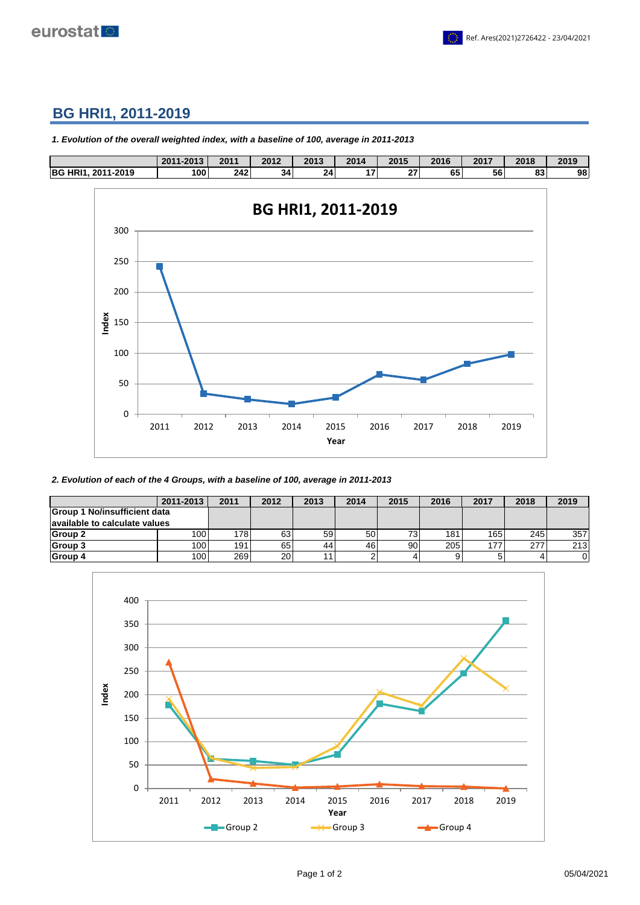## BG HRI1, 2011-2019

***1. Evolution of the overall weighted index, with a baseline of 100, average in 2011-2013***

| | 2011-2013 | 2011 | 2012 | 2013 | 2014 | 2015 | 2016 | 2017 | 2018 | 2019 |
|---|---|---|---|---|---|---|---|---|---|---|
| **BG HRI1, 2011-2019** | **100** | **242** | **34** | **24** | **17** | **27** | **65** | **56** | **83** | **98** |

***2. Evolution of each of the 4 Groups, with a baseline of 100, average in 2011-2013***

| | 2011-2013 | 2011 | 2012 | 2013 | 2014 | 2015 | 2016 | 2017 | 2018 | 2019 |
|---|---|---|---|---|---|---|---|---|---|---|
| **Group 1 No/insufficient data available to calculate values** | | | | | | | | | | |
| **Group 2** | 100 | 178 | 63 | 59 | 50 | 73 | 181 | 165 | 245 | 357 |
| **Group 3** | 100 | 191 | 65 | 44 | 46 | 90 | 205 | 177 | 277 | 213 |
| **Group 4** | 100 | 269 | 20 | 11 | 2 | 4 | 9 | 5 | 4 | 0 |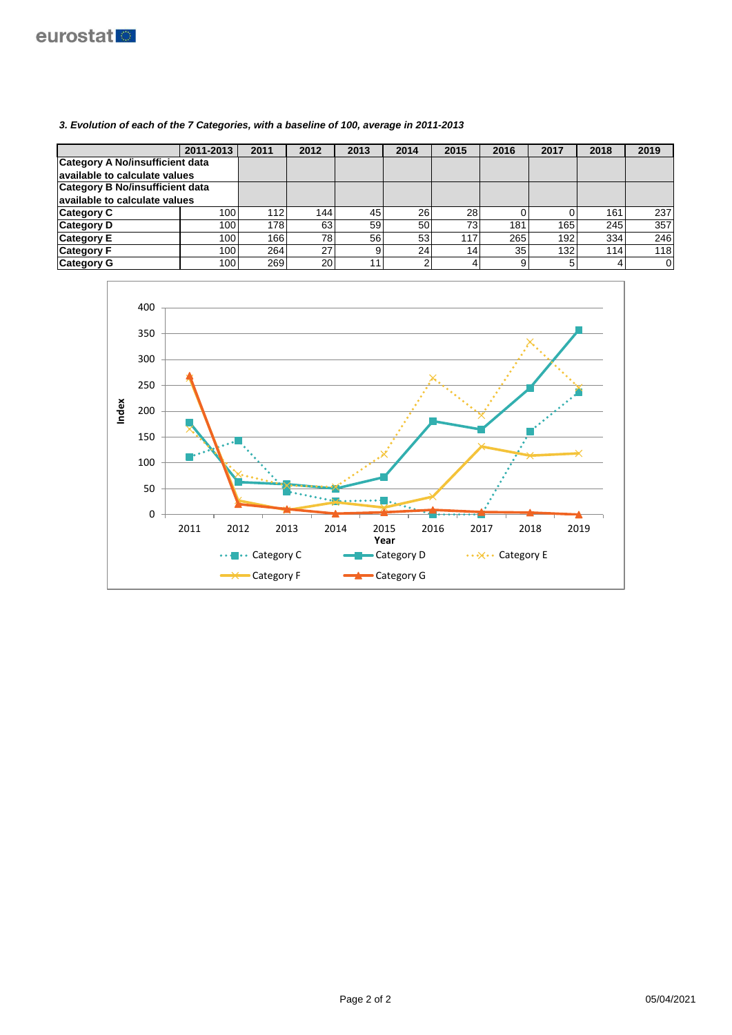*3. Evolution of each of the 7 Categories, with a baseline of 100, average in 2011-2013*

| | 2011-2013 | 2011 | 2012 | 2013 | 2014 | 2015 | 2016 | 2017 | 2018 | 2019 |
|---|---|---|---|---|---|---|---|---|---|---|
| **Category A No/insufficient data available to calculate values** | | | | | | | | | | |
| **Category B No/insufficient data available to calculate values** | | | | | | | | | | |
| **Category C** | 100 | 112 | 144 | 45 | 26 | 28 | 0 | 0 | 161 | 237 |
| **Category D** | 100 | 178 | 63 | 59 | 50 | 73 | 181 | 165 | 245 | 357 |
| **Category E** | 100 | 166 | 78 | 56 | 53 | 117 | 265 | 192 | 334 | 246 |
| **Category F** | 100 | 264 | 27 | 9 | 24 | 14 | 35 | 132 | 114 | 118 |
| **Category G** | 100 | 269 | 20 | 11 | 2 | 4 | 9 | 5 | 4 | 0 |

400
350
300
250
200
150
100
50
0

Index

2011 2012 2013 2014 2015 2016 2017 2018 2019

Year

Category C
Category D
Category E
Category F
Category G